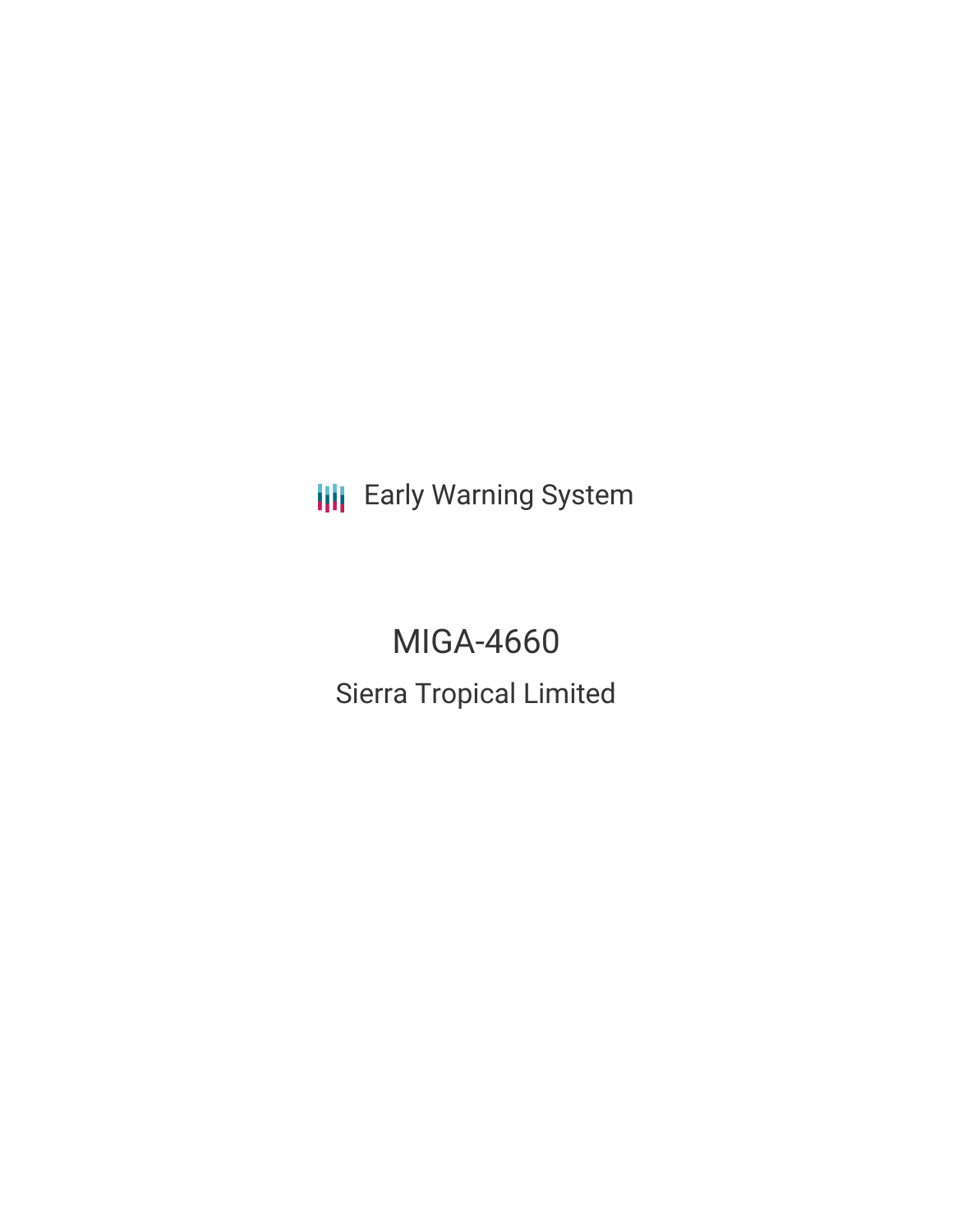Early Warning System

# MIGA-4660

## Sierra Tropical Limited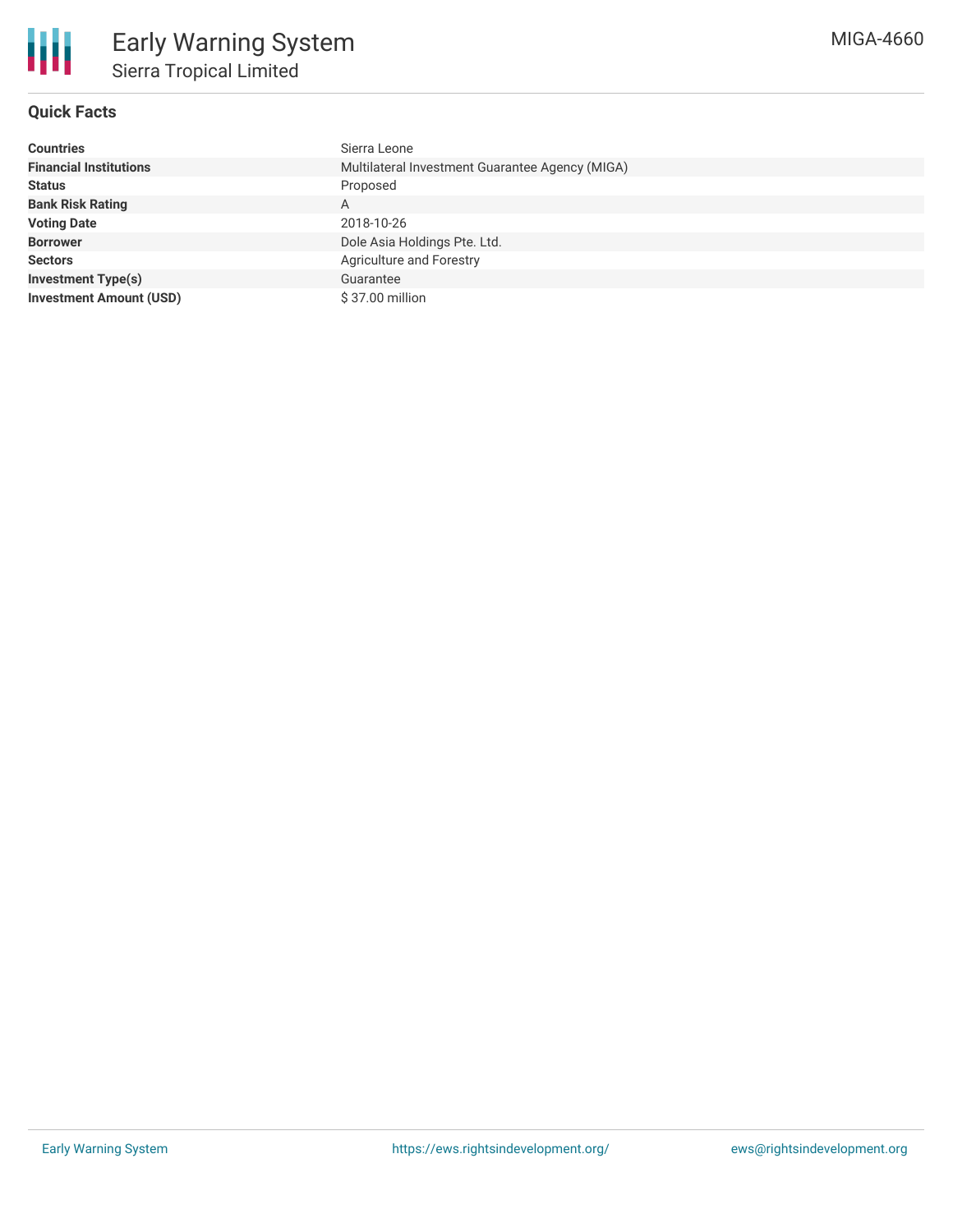# Early Warning System

## Sierra Tropical Limited

MIGA-4660

### Quick Facts

| | |
|---|---|
| **Countries** | Sierra Leone |
| **Financial Institutions** | Multilateral Investment Guarantee Agency (MIGA) |
| **Status** | Proposed |
| **Bank Risk Rating** | A |
| **Voting Date** | 2018-10-26 |
| **Borrower** | Dole Asia Holdings Pte. Ltd. |
| **Sectors** | Agriculture and Forestry |
| **Investment Type(s)** | Guarantee |
| **Investment Amount (USD)** | $ 37.00 million |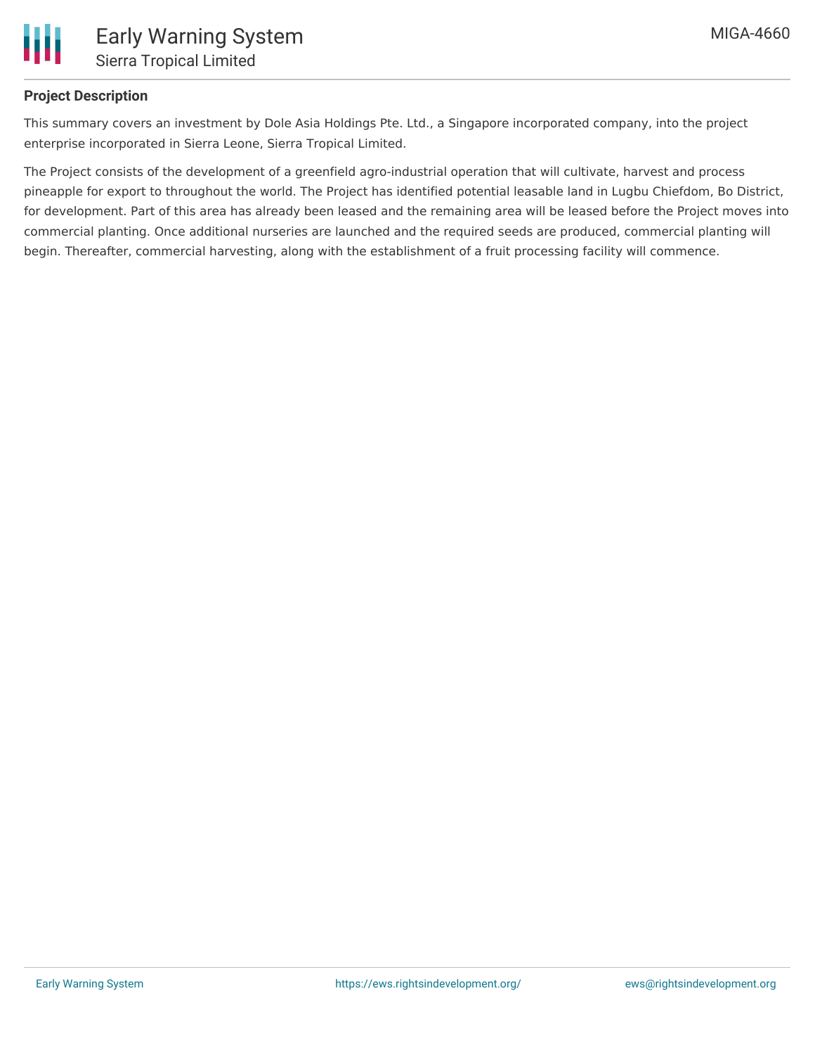**Project Description**

This summary covers an investment by Dole Asia Holdings Pte. Ltd., a Singapore incorporated company, into the project enterprise incorporated in Sierra Leone, Sierra Tropical Limited.

The Project consists of the development of a greenfield agro-industrial operation that will cultivate, harvest and process pineapple for export to throughout the world. The Project has identified potential leasable land in Lugbu Chiefdom, Bo District, for development. Part of this area has already been leased and the remaining area will be leased before the Project moves into commercial planting. Once additional nurseries are launched and the required seeds are produced, commercial planting will begin. Thereafter, commercial harvesting, along with the establishment of a fruit processing facility will commence.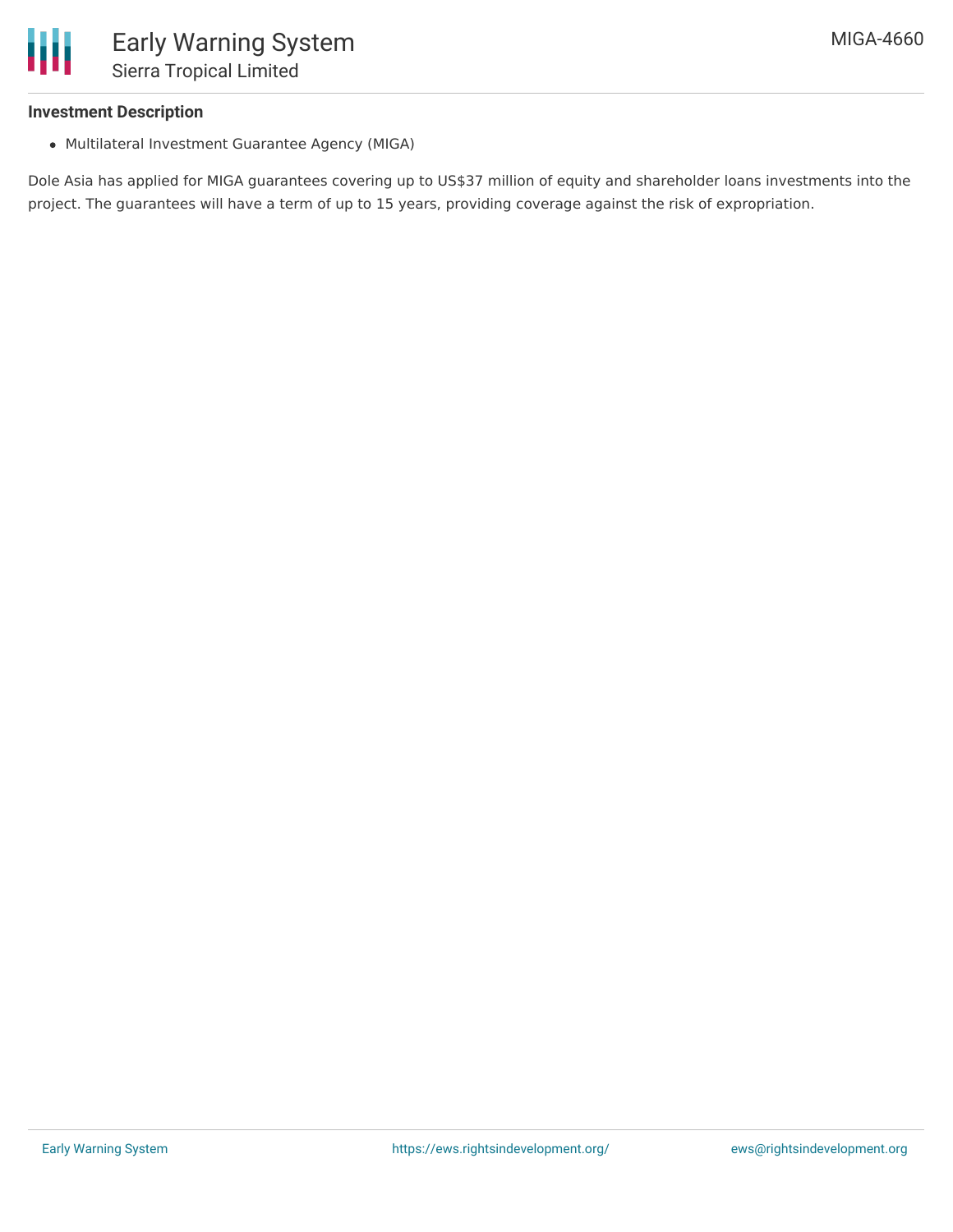**Investment Description**

- Multilateral Investment Guarantee Agency (MIGA)

Dole Asia has applied for MIGA guarantees covering up to US$37 million of equity and shareholder loans investments into the project. The guarantees will have a term of up to 15 years, providing coverage against the risk of expropriation.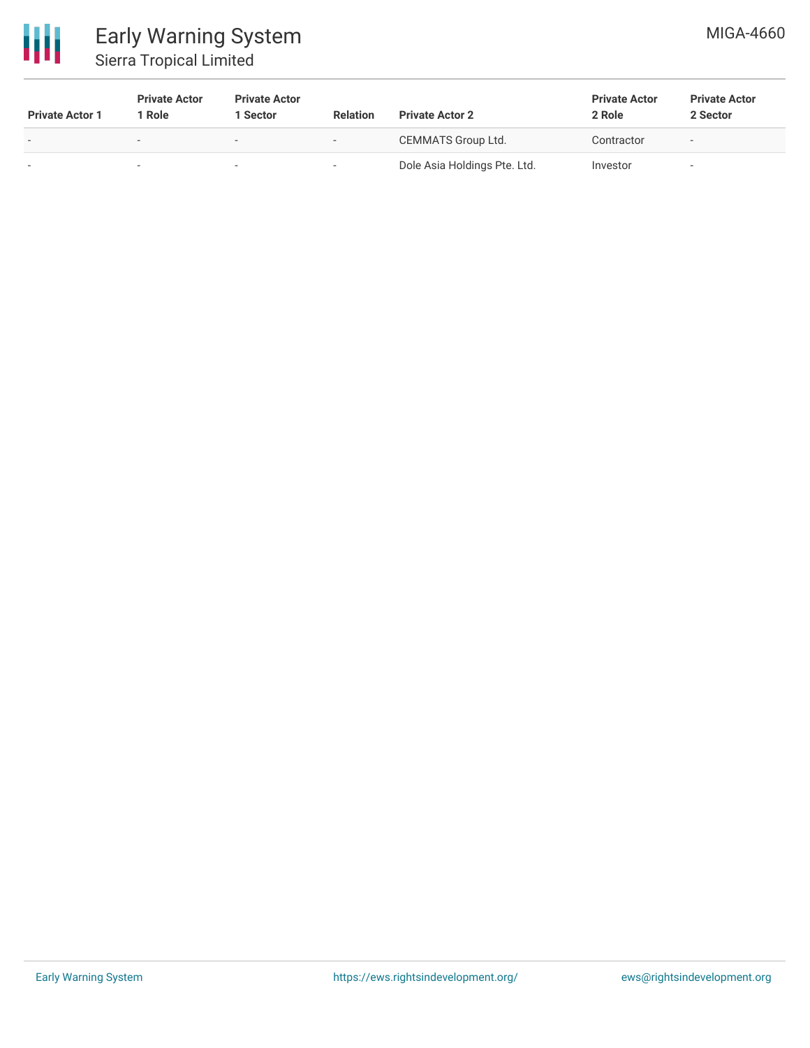| Private Actor 1 | Private Actor 1 Role | Private Actor 1 Sector | Relation | Private Actor 2 | Private Actor 2 Role | Private Actor 2 Sector |
| --- | --- | --- | --- | --- | --- | --- |
| - | - | - | - | CEMMATS Group Ltd. | Contractor | - |
| - | - | - | - | Dole Asia Holdings Pte. Ltd. | Investor | - |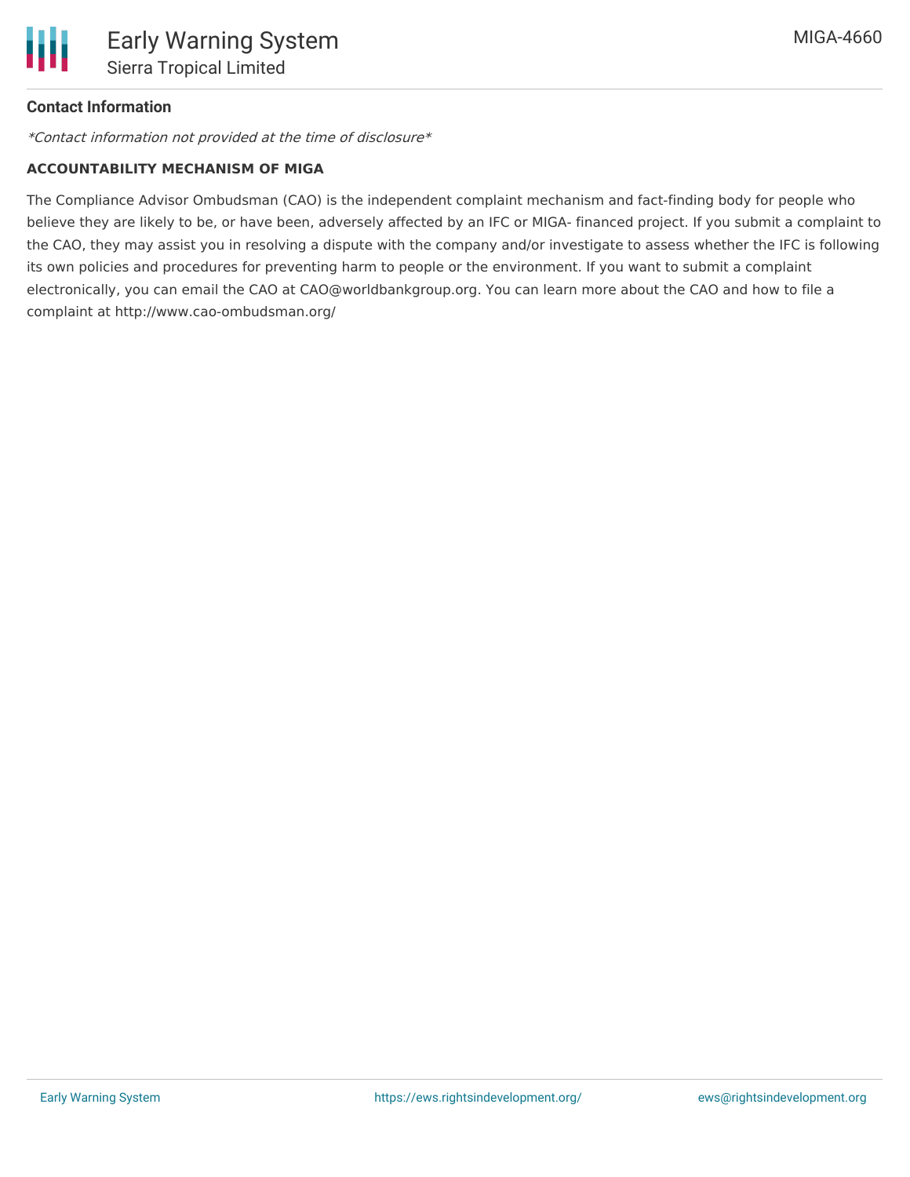## Contact Information

*Contact information not provided at the time of disclosure*

**ACCOUNTABILITY MECHANISM OF MIGA**

The Compliance Advisor Ombudsman (CAO) is the independent complaint mechanism and fact-finding body for people who believe they are likely to be, or have been, adversely affected by an IFC or MIGA- financed project. If you submit a complaint to the CAO, they may assist you in resolving a dispute with the company and/or investigate to assess whether the IFC is following its own policies and procedures for preventing harm to people or the environment. If you want to submit a complaint electronically, you can email the CAO at CAO@worldbankgroup.org. You can learn more about the CAO and how to file a complaint at http://www.cao-ombudsman.org/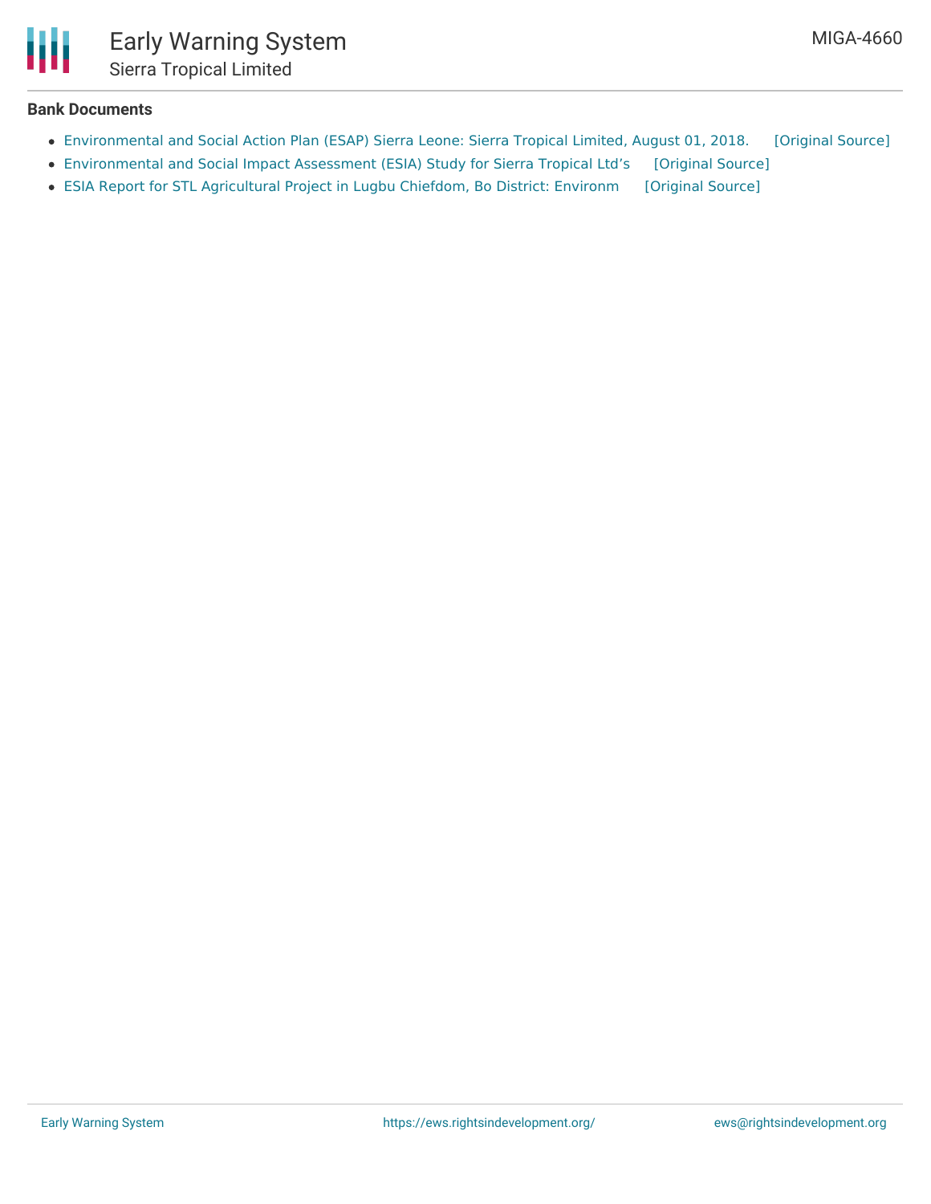**Bank Documents**

- Environmental and Social Action Plan (ESAP) Sierra Leone: Sierra Tropical Limited, August 01, 2018. [Original Source]
- Environmental and Social Impact Assessment (ESIA) Study for Sierra Tropical Ltd's [Original Source]
- ESIA Report for STL Agricultural Project in Lugbu Chiefdom, Bo District: Environm [Original Source]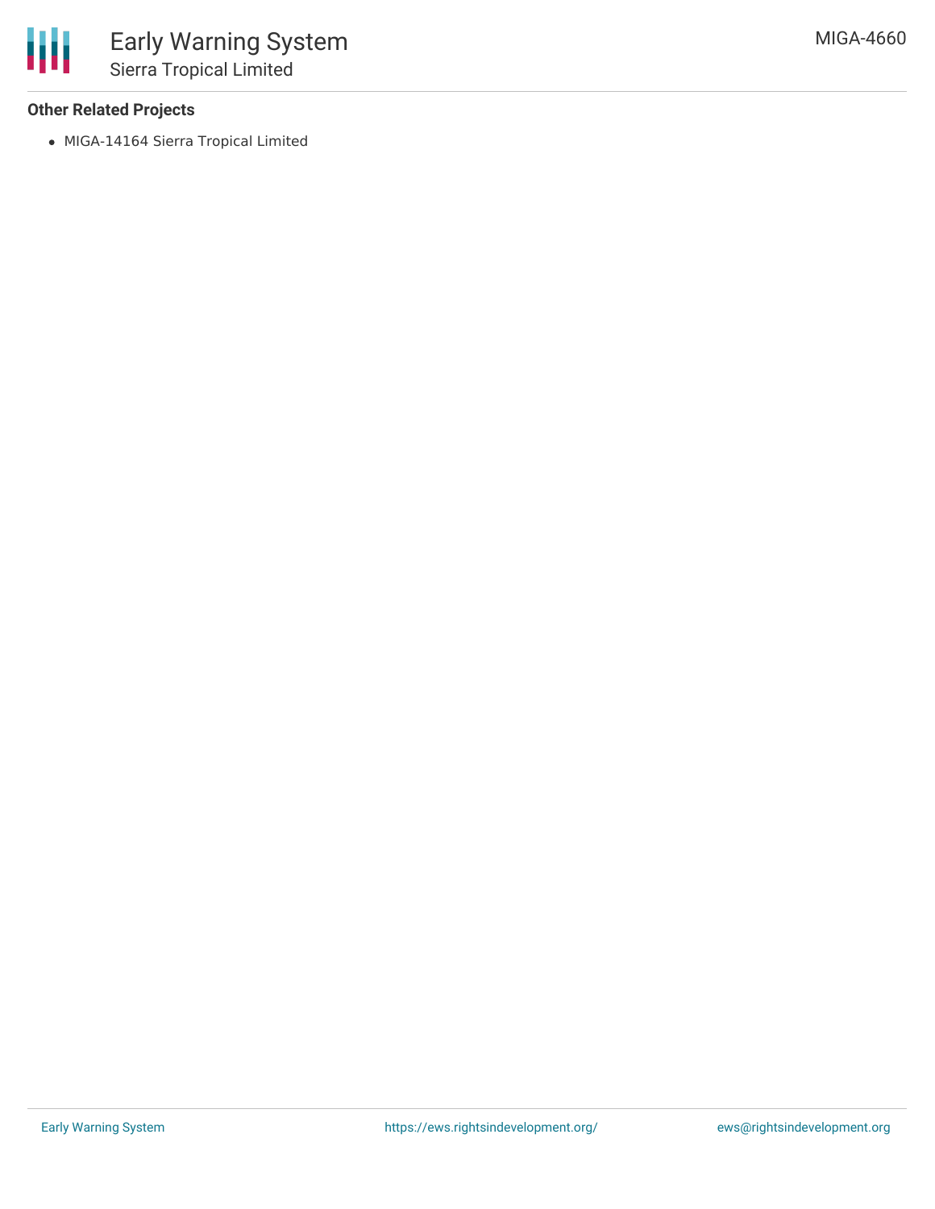**Other Related Projects**

- MIGA-14164 Sierra Tropical Limited